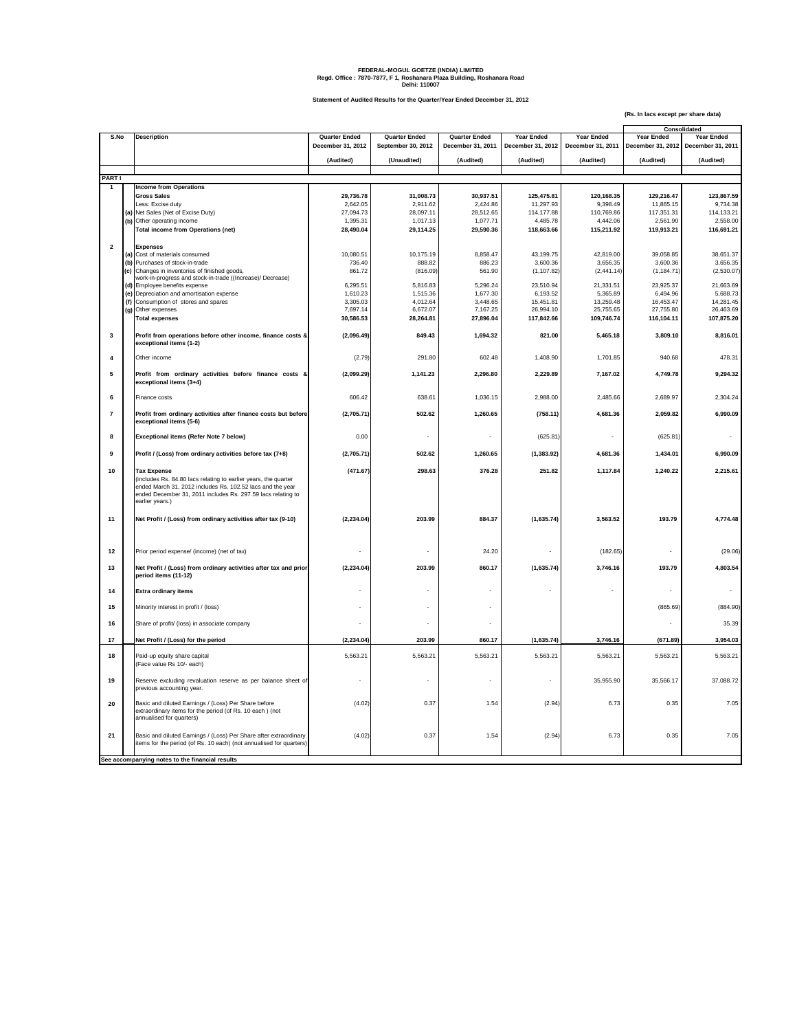**FEDERAL-MOGUL GOETZE (INDIA) LIMITED**
**Regd. Office : 7870-7877, F 1, Roshanara Plaza Building, Roshanara Road**
**Delhi: 110007**

**Statement of Audited Results for the Quarter/Year Ended December 31, 2012**

**(Rs. In lacs except per share data)**

| S.No | | Description | Quarter Ended December 31, 2012 (Audited) | Quarter Ended September 30, 2012 (Unaudited) | Quarter Ended December 31, 2011 (Audited) | Year Ended December 31, 2012 (Audited) | Year Ended December 31, 2011 (Audited) | Consolidated Year Ended December 31, 2012 (Audited) | Consolidated Year Ended December 31, 2011 (Audited) |
|---|---|---|---|---|---|---|---|---|---|
| **PART I** | | | | | | | | | |
| 1 | | **Income from Operations** | | | | | | | |
| | | **Gross Sales** | **29,736.78** | **31,008.73** | **30,937.51** | **125,475.81** | **120,168.35** | **129,216.47** | **123,867.59** |
| | | Less: Excise duty | 2,642.05 | 2,911.62 | 2,424.86 | 11,297.93 | 9,398.49 | 11,865.15 | 9,734.38 |
| | (a) | Net Sales (Net of Excise Duty) | 27,094.73 | 28,097.11 | 28,512.65 | 114,177.88 | 110,769.86 | 117,351.31 | 114,133.21 |
| | (b) | Other operating income | 1,395.31 | 1,017.13 | 1,077.71 | 4,485.78 | 4,442.06 | 2,561.90 | 2,558.00 |
| | | **Total income from Operations (net)** | **28,490.04** | **29,114.25** | **29,590.36** | **118,663.66** | **115,211.92** | **119,913.21** | **116,691.21** |
| 2 | | **Expenses** | | | | | | | |
| | (a) | Cost of materials consumed | 10,080.51 | 10,175.19 | 8,858.47 | 43,199.75 | 42,819.00 | 39,058.85 | 38,651.37 |
| | (b) | Purchases of stock-in-trade | 736.40 | 888.82 | 886.23 | 3,600.36 | 3,656.35 | 3,600.36 | 3,656.35 |
| | (c) | Changes in inventories of finished goods, work-in-progress and stock-in-trade ((Increase)/ Decrease) | 861.72 | (816.09) | 561.90 | (1,107.82) | (2,441.14) | (1,184.71) | (2,530.07) |
| | (d) | Employee benefits expense | 6,295.51 | 5,816.83 | 5,296.24 | 23,510.94 | 21,331.51 | 23,925.37 | 21,663.69 |
| | (e) | Depreciation and amortisation expense | 1,610.23 | 1,515.36 | 1,677.30 | 6,193.52 | 5,365.89 | 6,494.96 | 5,688.73 |
| | (f) | Consumption of stores and spares | 3,305.03 | 4,012.64 | 3,448.65 | 15,451.81 | 13,259.48 | 16,453.47 | 14,281.45 |
| | (g) | Other expenses | 7,697.14 | 6,672.07 | 7,167.25 | 26,994.10 | 25,755.65 | 27,755.80 | 26,463.69 |
| | | **Total expenses** | **30,586.53** | **28,264.81** | **27,896.04** | **117,842.66** | **109,746.74** | **116,104.11** | **107,875.20** |
| 3 | | **Profit from operations before other income, finance costs & exceptional items (1-2)** | **(2,096.49)** | **849.43** | **1,694.32** | **821.00** | **5,465.18** | **3,809.10** | **8,816.01** |
| 4 | | Other income | (2.79) | 291.80 | 602.48 | 1,408.90 | 1,701.85 | 940.68 | 478.31 |
| 5 | | **Profit from ordinary activities before finance costs & exceptional items (3+4)** | **(2,099.29)** | **1,141.23** | **2,296.80** | **2,229.89** | **7,167.02** | **4,749.78** | **9,294.32** |
| 6 | | Finance costs | 606.42 | 638.61 | 1,036.15 | 2,988.00 | 2,485.66 | 2,689.97 | 2,304.24 |
| 7 | | **Profit from ordinary activities after finance costs but before exceptional items (5-6)** | **(2,705.71)** | **502.62** | **1,260.65** | **(758.11)** | **4,681.36** | **2,059.82** | **6,990.09** |
| 8 | | **Exceptional items (Refer Note 7 below)** | 0.00 | - | - | (625.81) | - | (625.81) | - |
| 9 | | **Profit / (Loss) from ordinary activities before tax (7+8)** | **(2,705.71)** | **502.62** | **1,260.65** | **(1,383.92)** | **4,681.36** | **1,434.01** | **6,990.09** |
| 10 | | **Tax Expense** (includes Rs. 84.80 lacs relating to earlier years, the quarter ended March 31, 2012 includes Rs. 102.52 lacs and the year ended December 31, 2011 includes Rs. 297.59 lacs relating to earlier years.) | **(471.67)** | **298.63** | **376.28** | **251.82** | **1,117.84** | **1,240.22** | **2,215.61** |
| 11 | | **Net Profit / (Loss) from ordinary activities after tax (9-10)** | **(2,234.04)** | **203.99** | **884.37** | **(1,635.74)** | **3,563.52** | **193.79** | **4,774.48** |
| 12 | | Prior period expense/ (income) (net of tax) | - | - | 24.20 | - | (182.65) | - | (29.06) |
| 13 | | **Net Profit / (Loss) from ordinary activities after tax and prior period items (11-12)** | **(2,234.04)** | **203.99** | **860.17** | **(1,635.74)** | **3,746.16** | **193.79** | **4,803.54** |
| 14 | | **Extra ordinary items** | - | - | - | - | - | - | - |
| 15 | | Minority interest in profit / (loss) | - | - | - | | | (865.69) | (884.90) |
| 16 | | Share of profit/ (loss) in associate company | - | - | - | | | - | 35.39 |
| 17 | | **Net Profit / (Loss) for the period** | **(2,234.04)** | **203.99** | **860.17** | **(1,635.74)** | **3,746.16** | **(671.89)** | **3,954.03** |
| 18 | | Paid-up equity share capital (Face value Rs 10/- each) | 5,563.21 | 5,563.21 | 5,563.21 | 5,563.21 | 5,563.21 | 5,563.21 | 5,563.21 |
| 19 | | Reserve excluding revaluation reserve as per balance sheet of previous accounting year. | - | - | - | - | 35,955.90 | 35,566.17 | 37,088.72 |
| 20 | | Basic and diluted Earnings / (Loss) Per Share before extraordinary items for the period (of Rs. 10 each ) (not annualised for quarters) | (4.02) | 0.37 | 1.54 | (2.94) | 6.73 | 0.35 | 7.05 |
| 21 | | Basic and diluted Earnings / (Loss) Per Share after extraordinary items for the period (of Rs. 10 each) (not annualised for quarters) | (4.02) | 0.37 | 1.54 | (2.94) | 6.73 | 0.35 | 7.05 |

**See accompanying notes to the financial results**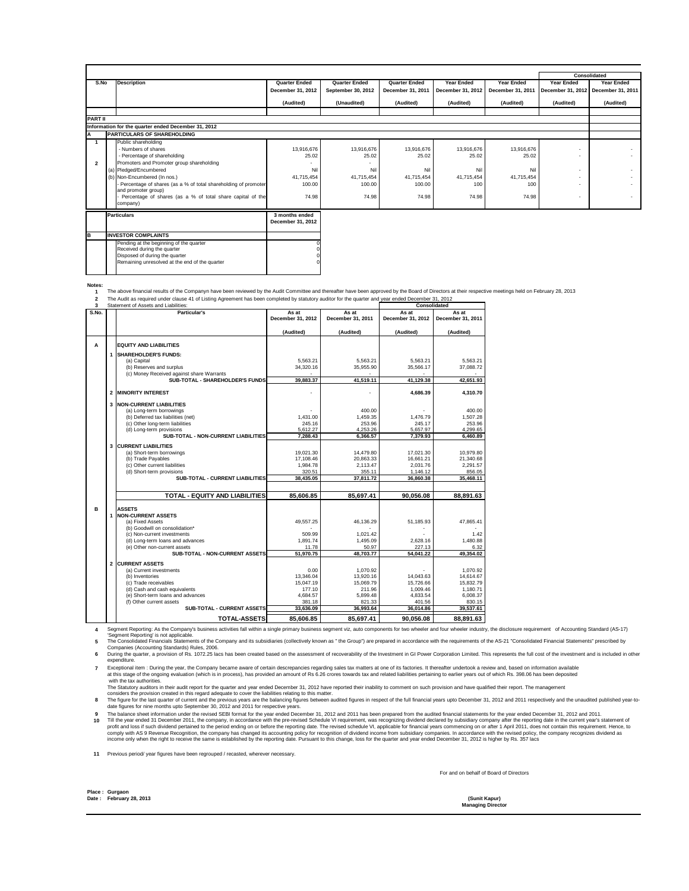| S.No | | Description | Quarter Ended December 31, 2012 (Audited) | Quarter Ended September 30, 2012 (Unaudited) | Quarter Ended December 31, 2011 (Audited) | Year Ended December 31, 2012 (Audited) | Year Ended December 31, 2011 (Audited) | Consolidated Year Ended December 31, 2012 (Audited) | Consolidated Year Ended December 31, 2011 (Audited) |
|---|---|---|---|---|---|---|---|---|---|
| **PART II** | | | | | | | | | |
| Information for the quarter ended December 31, 2012 | | | | | | | | | |
| A | | PARTICULARS OF SHAREHOLDING | | | | | | | |
| 1 | | Public shareholding | | | | | | | |
| | | - Numbers of shares | 13,916,676 | 13,916,676 | 13,916,676 | 13,916,676 | 13,916,676 | - | - |
| | | - Percentage of shareholding | 25.02 | 25.02 | 25.02 | 25.02 | 25.02 | - | - |
| 2 | | Promoters and Promoter group shareholding | - | - | | | | | |
| | (a) | Pledged/Encumbered | Nil | Nil | Nil | Nil | Nil | - | - |
| | (b) | Non-Encumbered (In nos.) | 41,715,454 | 41,715,454 | 41,715,454 | 41,715,454 | 41,715,454 | - | - |
| | | - Percentage of shares (as a % of total shareholding of promoter and promoter group) | 100.00 | 100.00 | 100.00 | 100 | 100 | - | - |
| | | - Percentage of shares (as a % of total share capital of the company) | 74.98 | 74.98 | 74.98 | 74.98 | 74.98 | - | - |

| | | Particulars | 3 months ended December 31, 2012 |
|---|---|---|---|
| B | | INVESTOR COMPLAINTS | |
| | | Pending at the beginning of the quarter | 0 |
| | | Received during the quarter | 0 |
| | | Disposed of during the quarter | 0 |
| | | Remaining unresolved at the end of the quarter | 0 |

**Notes:**

1 The above financial results of the Companyn have been reviewed by the Audit Committee and thereafter have been approved by the Board of Directors at their respective meetings held on February 28, 2013

2 The Audit as required under clause 41 of Listing Agreement has been completed by statutory auditor for the quarter and year ended December 31, 2012

3 Statement of Assets and Liabilities:

| S.No. | | Particular's | As at December 31, 2012 (Audited) | As at December 31, 2011 (Audited) | Consolidated As at December 31, 2012 (Audited) | Consolidated As at December 31, 2011 (Audited) |
|---|---|---|---|---|---|---|
| A | | **EQUITY AND LIABILITIES** | | | | |
| | 1 | **SHAREHOLDER'S FUNDS:** | | | | |
| | | (a) Capital | 5,563.21 | 5,563.21 | 5,563.21 | 5,563.21 |
| | | (b) Reserves and surplus | 34,320.16 | 35,955.90 | 35,566.17 | 37,088.72 |
| | | (c) Money Received against share Warrants | - | - | - | - |
| | | **SUB-TOTAL - SHAREHOLDER'S FUNDS** | **39,883.37** | **41,519.11** | **41,129.38** | **42,651.93** |
| | 2 | **MINORITY INTEREST** | - | - | **4,686.39** | **4,310.70** |
| | 3 | **NON-CURRENT LIABILITIES** | | | | |
| | | (a) Long-term borrowings | - | 400.00 | - | 400.00 |
| | | (b) Deferred tax liabilities (net) | 1,431.00 | 1,459.35 | 1,476.79 | 1,507.28 |
| | | (c) Other long-term liabilities | 245.16 | 253.96 | 245.17 | 253.96 |
| | | (d) Long-term provisions | 5,612.27 | 4,253.26 | 5,657.97 | 4,299.65 |
| | | **SUB-TOTAL - NON-CURRENT LIABILITIES** | **7,288.43** | **6,366.57** | **7,379.93** | **6,460.89** |
| | 3 | **CURRENT LIABILITIES** | | | | |
| | | (a) Short-term borrowings | 19,021.30 | 14,479.80 | 17,021.30 | 10,979.80 |
| | | (b) Trade Payables | 17,108.46 | 20,863.33 | 16,661.21 | 21,340.68 |
| | | (c) Other current liabilities | 1,984.78 | 2,113.47 | 2,031.76 | 2,291.57 |
| | | (d) Short-term provisions | 320.51 | 355.11 | 1,146.12 | 856.05 |
| | | **SUB-TOTAL - CURRENT LIABILITIES** | **38,435.05** | **37,811.72** | **36,860.38** | **35,468.11** |
| | | **TOTAL - EQUITY AND LIABILITIES** | **85,606.85** | **85,697.41** | **90,056.08** | **88,891.63** |
| B | | **ASSETS** | | | | |
| | 1 | **NON-CURRENT ASSETS** | | | | |
| | | (a) Fixed Assets | 49,557.25 | 46,136.29 | 51,185.93 | 47,865.41 |
| | | (b) Goodwill on consolidation* | - | - | - | - |
| | | (c) Non-current investments | 509.99 | 1,021.42 | - | 1.42 |
| | | (d) Long-term loans and advances | 1,891.74 | 1,495.09 | 2,628.16 | 1,480.88 |
| | | (e) Other non-current assets | 11.78 | 50.97 | 227.13 | 6.32 |
| | | **SUB-TOTAL - NON-CURRENT ASSETS** | **51,970.75** | **48,703.77** | **54,041.22** | **49,354.02** |
| | 2 | **CURRENT ASSETS** | | | | |
| | | (a) Current investments | 0.00 | 1,070.92 | - | 1,070.92 |
| | | (b) Inventories | 13,346.04 | 13,920.16 | 14,043.63 | 14,614.67 |
| | | (c) Trade receivables | 15,047.19 | 15,069.79 | 15,726.66 | 15,832.79 |
| | | (d) Cash and cash equivalents | 177.10 | 211.96 | 1,009.46 | 1,180.71 |
| | | (e) Short-term loans and advances | 4,684.57 | 5,899.48 | 4,833.54 | 6,008.37 |
| | | (f) Other current assets | 381.18 | 821.33 | 401.56 | 830.15 |
| | | **SUB-TOTAL - CURRENT ASSETS** | **33,636.09** | **36,993.64** | **36,014.86** | **39,537.61** |
| | | **TOTAL-ASSETS** | **85,606.85** | **85,697.41** | **90,056.08** | **88,891.63** |

4 Segment Reporting: As the Company's business activities fall within a single primary business segment viz, auto components for two wheeler and four wheeler industry, the disclosure requirement of Accounting Standard (AS-17) 'Segment Reporting' is not applicable.

5 The Consolidated Financials Statements of the Company and its subsidiaries (collectively known as " the Group") are prepared in accordance with the requirements of the AS-21 "Consolidated Financial Statements" prescribed by Companies (Accounting Standards) Rules, 2006.

6 During the quarter, a provision of Rs. 1072.25 lacs has been created based on the assessment of recoverability of the Investment in GI Power Corporation Limited. This represents the full cost of the investment and is included in other expenditure.

7 Exceptional item : During the year, the Company became aware of certain descrepancies regarding sales tax matters at one of its factories. It thereafter undertook a review and, based on information available at this stage of the ongoing evaluation (which is in process), has provided an amount of Rs 6.26 crores towards tax and related liabilities pertaining to earlier years out of which Rs. 398.06 has been deposited with the tax authorities.
The Statutory auditors in their audit report for the quarter and year ended December 31, 2012 have reported their inability to comment on such provision and have qualified their report. The management considers the provision created in this regard adequate to cover the liabilities relating to this matter.

8 The figure for the last quarter of current and the previous years are the balancing figures between audited figures in respect of the full financial years upto December 31, 2012 and 2011 respectively and the unaudited published year-to-date figures for nine months upto September 30, 2012 and 2011 for respective years.

9 The balance sheet information under the revised SEBI format for the year ended December 31, 2012 and 2011 has been prepared from the audited financial statements for the year ended December 31, 2012 and 2011.

10 Till the year ended 31 December 2011, the company, in accordance with the pre-revised Schedule VI requirement, was recognizing dividend declared by subsidiary company after the reporting date in the current year's statement of profit and loss if such dividend pertained to the period ending on or before the reporting date. The revised schedule VI, applicable for financial years commencing on or after 1 April 2011, does not contain this requirement. Hence, to comply with AS 9 Revenue Recognition, the company has changed its accounting policy for recognition of dividend income from subsidiary companies. In accordance with the revised policy, the company recognizes dividend as income only when the right to receive the same is established by the reporting date. Pursuant to this change, loss for the quarter and year ended December 31, 2012 is higher by Rs. 357 lacs

11 Previous period/ year figures have been regrouped / recasted, wherever necessary.

For and on behalf of Board of Directors

**Place : Gurgaon**
**Date : February 28, 2013**

**(Sunit Kapur)**
**Managing Director**